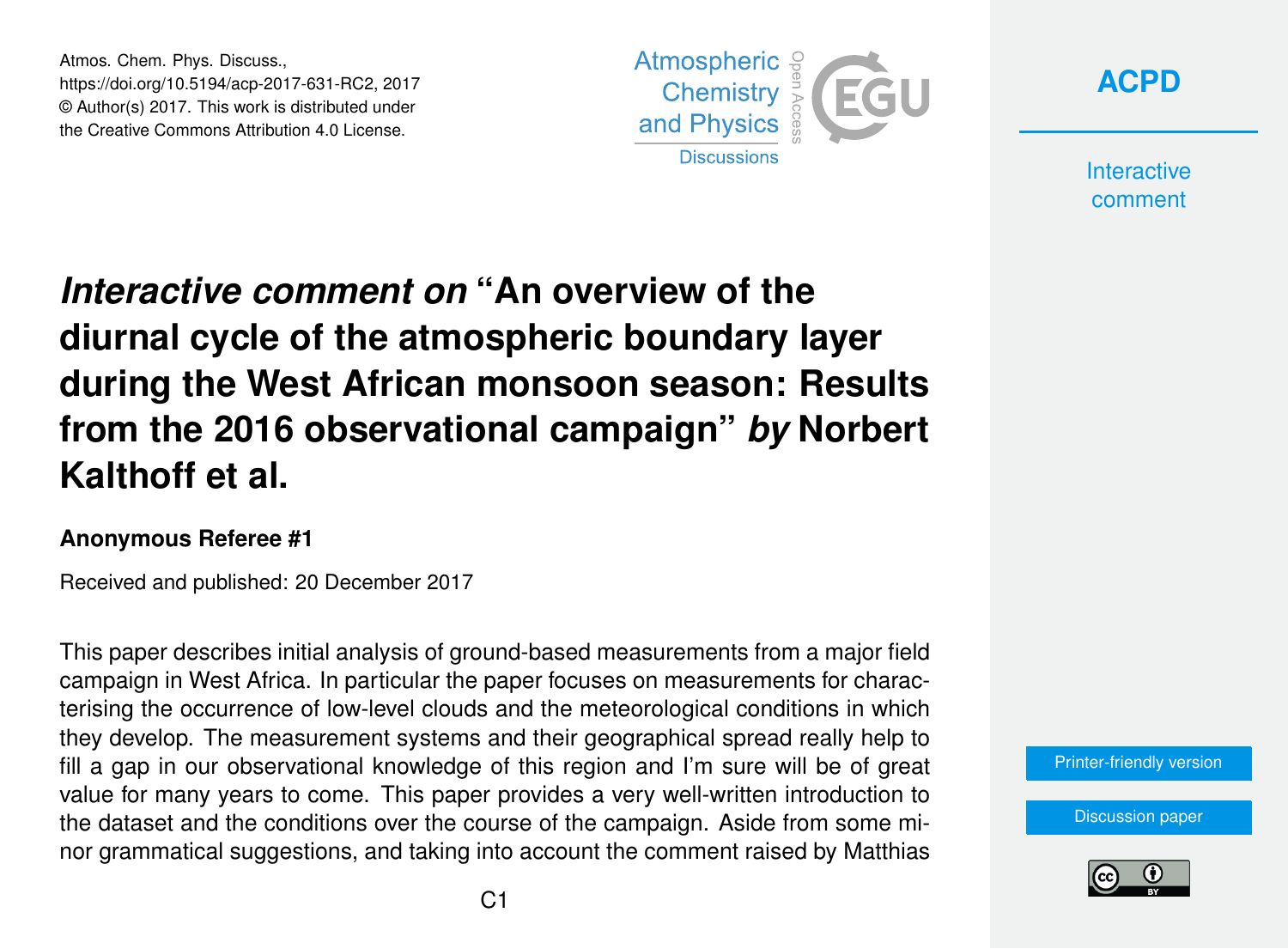Atmos. Chem. Phys. Discuss.,
https://doi.org/10.5194/acp-2017-631-RC2, 2017
© Author(s) 2017. This work is distributed under
the Creative Commons Attribution 4.0 License.

# *Interactive comment on* "An overview of the diurnal cycle of the atmospheric boundary layer during the West African monsoon season: Results from the 2016 observational campaign" *by* Norbert Kalthoff et al.

**Anonymous Referee #1**

Received and published: 20 December 2017

This paper describes initial analysis of ground-based measurements from a major field campaign in West Africa. In particular the paper focuses on measurements for characterising the occurrence of low-level clouds and the meteorological conditions in which they develop. The measurement systems and their geographical spread really help to fill a gap in our observational knowledge of this region and I'm sure will be of great value for many years to come. This paper provides a very well-written introduction to the dataset and the conditions over the course of the campaign. Aside from some minor grammatical suggestions, and taking into account the comment raised by Matthias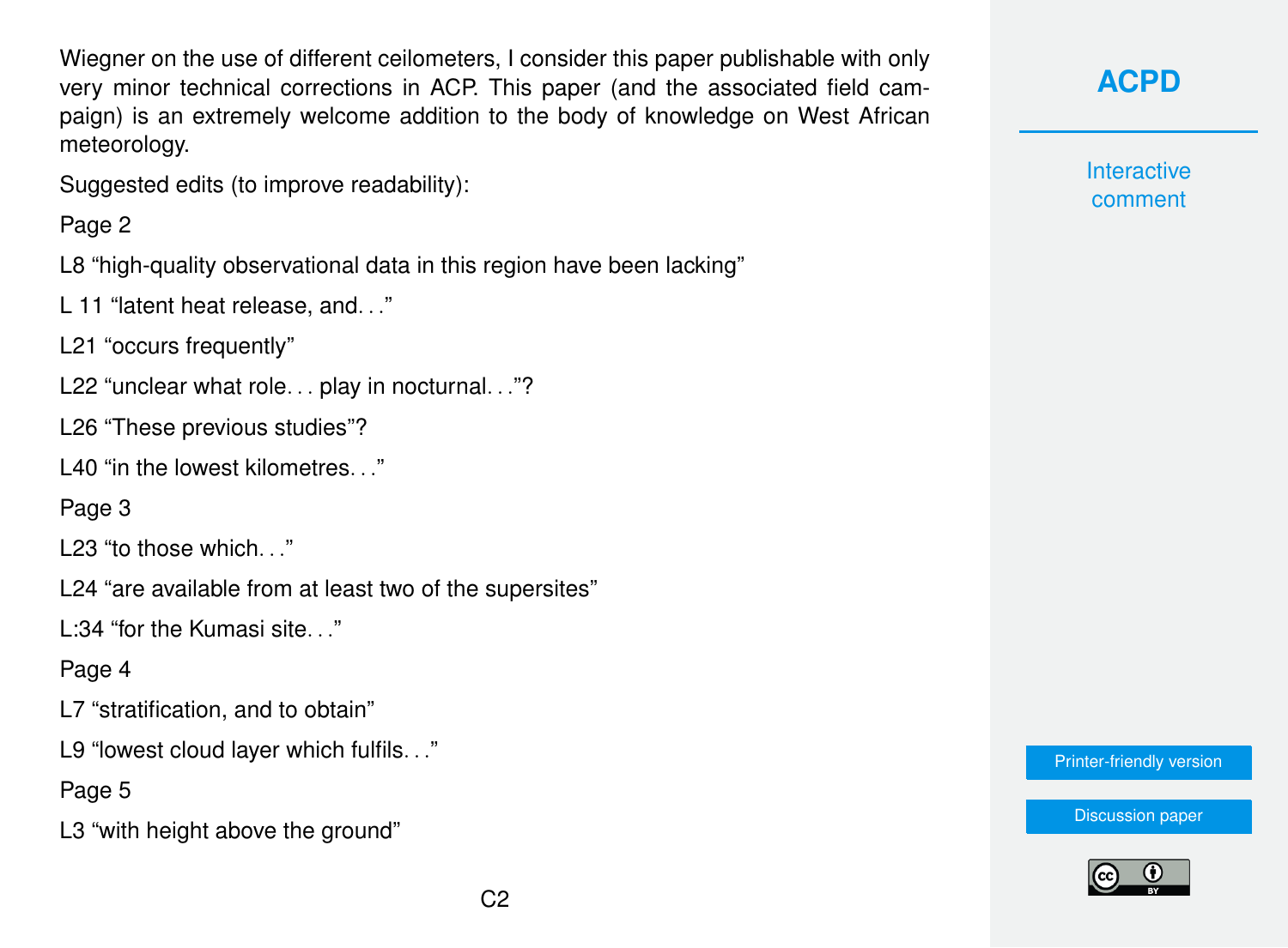Wiegner on the use of different ceilometers, I consider this paper publishable with only very minor technical corrections in ACP. This paper (and the associated field campaign) is an extremely welcome addition to the body of knowledge on West African meteorology.

Suggested edits (to improve readability):

Page 2

L8 “high-quality observational data in this region have been lacking”

L 11 “latent heat release, and. . .”

L21 “occurs frequently”

L22 “unclear what role. . . play in nocturnal. . .”?

L26 “These previous studies”?

L40 “in the lowest kilometres. . .”

Page 3

L23 “to those which. . .”

L24 “are available from at least two of the supersites”

L:34 “for the Kumasi site. . .”

Page 4

L7 “stratification, and to obtain”

L9 “lowest cloud layer which fulfils. . .”

Page 5

L3 “with height above the ground”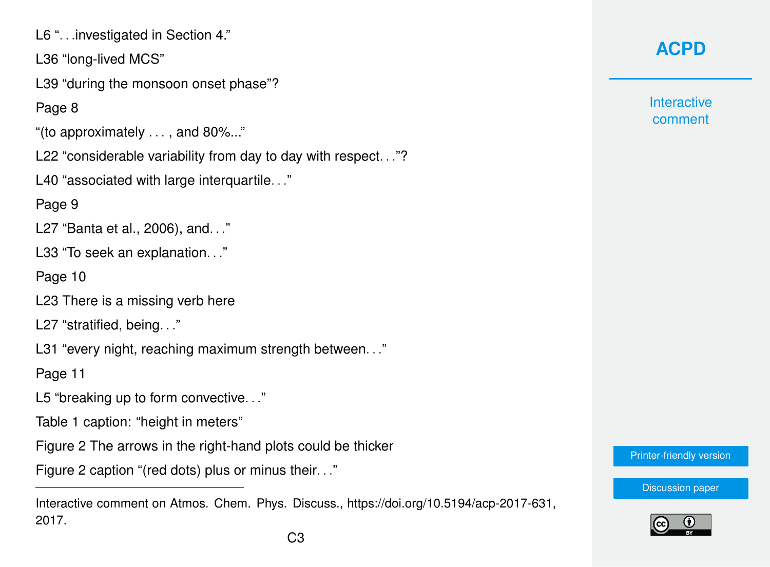L6 "...investigated in Section 4."

L36 "long-lived MCS"

L39 "during the monsoon onset phase"?

Page 8

"(to approximately . . . , and 80%..."

L22 "considerable variability from day to day with respect..."?

L40 "associated with large interquartile..."

Page 9

L27 "Banta et al., 2006), and..."

L33 "To seek an explanation..."

Page 10

L23 There is a missing verb here

L27 "stratified, being..."

L31 "every night, reaching maximum strength between..."

Page 11

L5 "breaking up to form convective..."

Table 1 caption: "height in meters"

Figure 2 The arrows in the right-hand plots could be thicker

Figure 2 caption "(red dots) plus or minus their..."

---

Interactive comment on Atmos. Chem. Phys. Discuss., https://doi.org/10.5194/acp-2017-631, 2017.